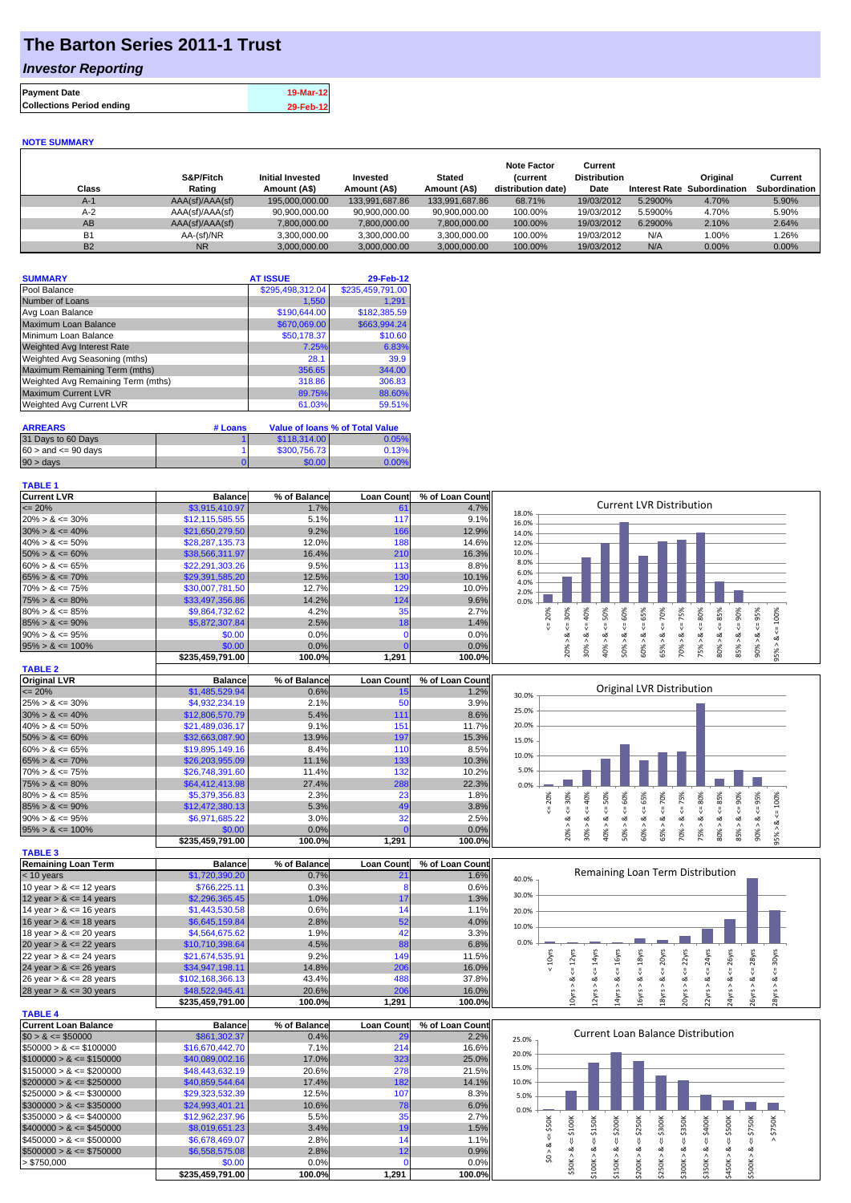# The Barton Series 2011-1 Trust

## *Investor Reporting*

| Payment Date | 19-Mar-12 |
|---|---|
| Collections Period ending | 29-Feb-12 |

**NOTE SUMMARY**

| Class | S&P/Fitch Rating | Initial Invested Amount (A$) | Invested Amount (A$) | Stated Amount (A$) | Note Factor (current distribution date) | Current Distribution Date | Interest Rate | Original Subordination | Current Subordination |
|---|---|---|---|---|---|---|---|---|---|
| A-1 | AAA(sf)/AAA(sf) | 195,000,000.00 | 133,991,687.86 | 133,991,687.86 | 68.71% | 19/03/2012 | 5.2900% | 4.70% | 5.90% |
| A-2 | AAA(sf)/AAA(sf) | 90,900,000.00 | 90,900,000.00 | 90,900,000.00 | 100.00% | 19/03/2012 | 5.5900% | 4.70% | 5.90% |
| AB | AAA(sf)/AAA(sf) | 7,800,000.00 | 7,800,000.00 | 7,800,000.00 | 100.00% | 19/03/2012 | 6.2900% | 2.10% | 2.64% |
| B1 | AA-(sf)/NR | 3,300,000.00 | 3,300,000.00 | 3,300,000.00 | 100.00% | 19/03/2012 | N/A | 1.00% | 1.26% |
| B2 | NR | 3,000,000.00 | 3,000,000.00 | 3,000,000.00 | 100.00% | 19/03/2012 | N/A | 0.00% | 0.00% |

| SUMMARY | AT ISSUE | 29-Feb-12 |
|---|---|---|
| Pool Balance | $295,498,312.04 | $235,459,791.00 |
| Number of Loans | 1,550 | 1,291 |
| Avg Loan Balance | $190,644.00 | $182,385.59 |
| Maximum Loan Balance | $670,069.00 | $663,994.24 |
| Minimum Loan Balance | $50,178.37 | $10.60 |
| Weighted Avg Interest Rate | 7.25% | 6.83% |
| Weighted Avg Seasoning (mths) | 28.1 | 39.9 |
| Maximum Remaining Term (mths) | 356.65 | 344.00 |
| Weighted Avg Remaining Term (mths) | 318.86 | 306.83 |
| Maximum Current LVR | 89.75% | 88.60% |
| Weighted Avg Current LVR | 61.03% | 59.51% |

| ARREARS | # Loans | Value of loans | % of Total Value |
|---|---|---|---|
| 31 Days to 60 Days | 1 | $118,314.00 | 0.05% |
| 60 > and <= 90 days | 1 | $300,756.73 | 0.13% |
| 90 > days | 0 | $0.00 | 0.00% |

**TABLE 1**

| Current LVR | Balance | % of Balance | Loan Count | % of Loan Count |
|---|---|---|---|---|
| <= 20% | $3,915,410.97 | 1.7% | 61 | 4.7% |
| 20% > & <= 30% | $12,115,585.55 | 5.1% | 117 | 9.1% |
| 30% > & <= 40% | $21,650,279.50 | 9.2% | 166 | 12.9% |
| 40% > & <= 50% | $28,287,135.73 | 12.0% | 188 | 14.6% |
| 50% > & <= 60% | $38,566,311.97 | 16.4% | 210 | 16.3% |
| 60% > & <= 65% | $22,291,303.26 | 9.5% | 113 | 8.8% |
| 65% > & <= 70% | $29,391,585.20 | 12.5% | 130 | 10.1% |
| 70% > & <= 75% | $30,007,781.50 | 12.7% | 129 | 10.0% |
| 75% > & <= 80% | $33,497,356.86 | 14.2% | 124 | 9.6% |
| 80% > & <= 85% | $9,864,732.62 | 4.2% | 35 | 2.7% |
| 85% > & <= 90% | $5,872,307.84 | 2.5% | 18 | 1.4% |
| 90% > & <= 95% | $0.00 | 0.0% | 0 | 0.0% |
| 95% > & <= 100% | $0.00 | 0.0% | 0 | 0.0% |
| | $235,459,791.00 | 100.0% | 1,291 | 100.0% |

**TABLE 2**

| Original LVR | Balance | % of Balance | Loan Count | % of Loan Count |
|---|---|---|---|---|
| <= 20% | $1,485,529.94 | 0.6% | 15 | 1.2% |
| 25% > & <= 30% | $4,932,234.19 | 2.1% | 50 | 3.9% |
| 30% > & <= 40% | $12,806,570.79 | 5.4% | 111 | 8.6% |
| 40% > & <= 50% | $21,489,036.17 | 9.1% | 151 | 11.7% |
| 50% > & <= 60% | $32,663,087.90 | 13.9% | 197 | 15.3% |
| 60% > & <= 65% | $19,895,149.16 | 8.4% | 110 | 8.5% |
| 65% > & <= 70% | $26,203,955.09 | 11.1% | 133 | 10.3% |
| 70% > & <= 75% | $26,748,391.60 | 11.4% | 132 | 10.2% |
| 75% > & <= 80% | $64,412,413.98 | 27.4% | 288 | 22.3% |
| 80% > & <= 85% | $5,379,356.83 | 2.3% | 23 | 1.8% |
| 85% > & <= 90% | $12,472,380.13 | 5.3% | 49 | 3.8% |
| 90% > & <= 95% | $6,971,685.22 | 3.0% | 32 | 2.5% |
| 95% > & <= 100% | $0.00 | 0.0% | 0 | 0.0% |
| | $235,459,791.00 | 100.0% | 1,291 | 100.0% |

**TABLE 3**

| Remaining Loan Term | Balance | % of Balance | Loan Count | % of Loan Count |
|---|---|---|---|---|
| < 10 years | $1,720,390.20 | 0.7% | 21 | 1.6% |
| 10 year > & <= 12 years | $766,225.11 | 0.3% | 8 | 0.6% |
| 12 year > & <= 14 years | $2,296,365.45 | 1.0% | 17 | 1.3% |
| 14 year > & <= 16 years | $1,443,530.58 | 0.6% | 14 | 1.1% |
| 16 year > & <= 18 years | $6,645,159.84 | 2.8% | 52 | 4.0% |
| 18 year > & <= 20 years | $4,564,675.62 | 1.9% | 42 | 3.3% |
| 20 year > & <= 22 years | $10,710,398.64 | 4.5% | 88 | 6.8% |
| 22 year > & <= 24 years | $21,674,535.91 | 9.2% | 149 | 11.5% |
| 24 year > & <= 26 years | $34,947,198.11 | 14.8% | 206 | 16.0% |
| 26 year > & <= 28 years | $102,168,366.13 | 43.4% | 488 | 37.8% |
| 28 year > & <= 30 years | $48,522,945.41 | 20.6% | 206 | 16.0% |
| | $235,459,791.00 | 100.0% | 1,291 | 100.0% |

**TABLE 4**

| Current Loan Balance | Balance | % of Balance | Loan Count | % of Loan Count |
|---|---|---|---|---|
| $0 > & <= $50000 | $861,302.37 | 0.4% | 29 | 2.2% |
| $50000 > & <= $100000 | $16,670,442.70 | 7.1% | 214 | 16.6% |
| $100000 > & <= $150000 | $40,089,002.16 | 17.0% | 323 | 25.0% |
| $150000 > & <= $200000 | $48,443,632.19 | 20.6% | 278 | 21.5% |
| $200000 > & <= $250000 | $40,859,544.64 | 17.4% | 182 | 14.1% |
| $250000 > & <= $300000 | $29,323,532.39 | 12.5% | 107 | 8.3% |
| $300000 > & <= $350000 | $24,993,401.21 | 10.6% | 78 | 6.0% |
| $350000 > & <= $400000 | $12,962,237.96 | 5.5% | 35 | 2.7% |
| $400000 > & <= $450000 | $8,019,651.23 | 3.4% | 19 | 1.5% |
| $450000 > & <= $500000 | $6,678,469.07 | 2.8% | 14 | 1.1% |
| $500000 > & <= $750000 | $6,558,575.08 | 2.8% | 12 | 0.9% |
| > $750,000 | $0.00 | 0.0% | 0 | 0.0% |
| | $235,459,791.00 | 100.0% | 1,291 | 100.0% |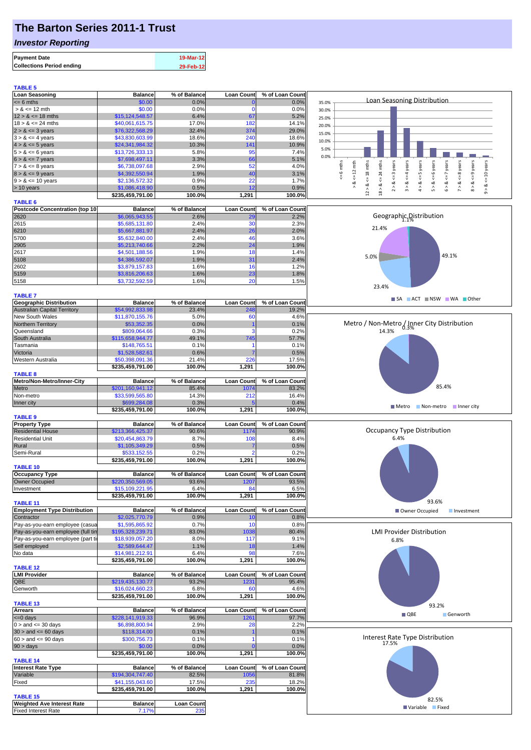# The Barton Series 2011-1 Trust

## *Investor Reporting*

| | |
|---|---|
| **Payment Date** | 19-Mar-12 |
| **Collections Period ending** | 29-Feb-12 |

**TABLE 5**

| Loan Seasoning | Balance | % of Balance | Loan Count | % of Loan Count |
|---|---|---|---|---|
| <= 6 mths | $0.00 | 0.0% | 0 | 0.0% |
| > & <= 12 mth | $0.00 | 0.0% | 0 | 0.0% |
| 12 > & <= 18 mths | $15,124,548.57 | 6.4% | 67 | 5.2% |
| 18 > & <= 24 mths | $40,061,615.75 | 17.0% | 182 | 14.1% |
| 2 > & <= 3 years | $76,322,568.29 | 32.4% | 374 | 29.0% |
| 3 > & <= 4 years | $43,830,603.99 | 18.6% | 240 | 18.6% |
| 4 > & <= 5 years | $24,341,984.32 | 10.3% | 141 | 10.9% |
| 5 > & <= 6 years | $13,726,333.13 | 5.8% | 95 | 7.4% |
| 6 > & <= 7 years | $7,698,497.11 | 3.3% | 66 | 5.1% |
| 7 > & <= 8 years | $6,738,097.68 | 2.9% | 52 | 4.0% |
| 8 > & <= 9 years | $4,392,550.94 | 1.9% | 40 | 3.1% |
| 9 > & <= 10 years | $2,136,572.32 | 0.9% | 22 | 1.7% |
| > 10 years | $1,086,418.90 | 0.5% | 12 | 0.9% |
| | $235,459,791.00 | 100.0% | 1,291 | 100.0% |

Loan Seasoning Distribution

35.0%
30.0%
25.0%
20.0%
15.0%
10.0%
5.0%
0.0%

<= 6 mths, > & <= 12 mth, 12 > & <= 18 mths, 18 > & <= 24 mths, 2 > & <= 3 years, 3 > & <= 4 years, 4 > & <= 5 years, 5 > & <= 6 years, 6 > & <= 7 years, 7 > & <= 8 years, 8 > & <= 9 years, 9 > & <= 10 years

**TABLE 6**

| Postcode Concentration (top 10) | Balance | % of Balance | Loan Count | % of Loan Count |
|---|---|---|---|---|
| 2620 | $6,065,943.55 | 2.6% | 29 | 2.2% |
| 2615 | $5,685,131.80 | 2.4% | 30 | 2.3% |
| 6210 | $5,667,881.97 | 2.4% | 26 | 2.0% |
| 5700 | $5,632,840.00 | 2.4% | 46 | 3.6% |
| 2905 | $5,213,740.66 | 2.2% | 24 | 1.9% |
| 2617 | $4,501,188.56 | 1.9% | 18 | 1.4% |
| 5108 | $4,386,592.07 | 1.9% | 31 | 2.4% |
| 2602 | $3,879,157.83 | 1.6% | 16 | 1.2% |
| 5159 | $3,816,206.63 | 1.6% | 23 | 1.8% |
| 5158 | $3,732,592.59 | 1.6% | 20 | 1.5% |

Geographic Distribution

1.1%
21.4%
5.0%
49.1%
23.4%

SA ACT NSW WA Other

**TABLE 7**

| Geographic Distribution | Balance | % of Balance | Loan Count | % of Loan Count |
|---|---|---|---|---|
| Australian Capital Territory | $54,992,833.98 | 23.4% | 248 | 19.2% |
| New South Wales | $11,870,155.76 | 5.0% | 60 | 4.6% |
| Northern Territory | $53,352.35 | 0.0% | 1 | 0.1% |
| Queensland | $809,064.66 | 0.3% | 3 | 0.2% |
| South Australia | $115,658,944.77 | 49.1% | 745 | 57.7% |
| Tasmania | $148,765.51 | 0.1% | 1 | 0.1% |
| Victoria | $1,528,582.61 | 0.6% | 7 | 0.5% |
| Western Australia | $50,398,091.36 | 21.4% | 226 | 17.5% |
| | $235,459,791.00 | 100.0% | 1,291 | 100.0% |

**TABLE 8**

| Metro/Non-Metro/Inner-City | Balance | % of Balance | Loan Count | % of Loan Count |
|---|---|---|---|---|
| Metro | $201,160,941.12 | 85.4% | 1074 | 83.2% |
| Non-metro | $33,599,565.80 | 14.3% | 212 | 16.4% |
| Inner city | $699,284.08 | 0.3% | 5 | 0.4% |
| | $235,459,791.00 | 100.0% | 1,291 | 100.0% |

Metro / Non-Metro / Inner City Distribution

0.3%
14.3%
85.4%

Metro Non-metro Inner city

**TABLE 9**

| Property Type | Balance | % of Balance | Loan Count | % of Loan Count |
|---|---|---|---|---|
| Residential House | $213,366,425.37 | 90.6% | 1174 | 90.9% |
| Residential Unit | $20,454,863.79 | 8.7% | 108 | 8.4% |
| Rural | $1,105,349.29 | 0.5% | 7 | 0.5% |
| Semi-Rural | $533,152.55 | 0.2% | 2 | 0.2% |
| | $235,459,791.00 | 100.0% | 1,291 | 100.0% |

Occupancy Type Distribution

6.4%
93.6%

Owner Occupied Investment

**TABLE 10**

| Occupancy Type | Balance | % of Balance | Loan Count | % of Loan Count |
|---|---|---|---|---|
| Owner Occupied | $220,350,569.05 | 93.6% | 1207 | 93.5% |
| Investment | $15,109,221.95 | 6.4% | 84 | 6.5% |
| | $235,459,791.00 | 100.0% | 1,291 | 100.0% |

**TABLE 11**

| Employment Type Distribution | Balance | % of Balance | Loan Count | % of Loan Count |
|---|---|---|---|---|
| Contractor | $2,025,770.79 | 0.9% | 10 | 0.8% |
| Pay-as-you-earn employee (casual | $1,595,865.92 | 0.7% | 10 | 0.8% |
| Pay-as-you-earn employee (full tim | $195,328,239.71 | 83.0% | 1038 | 80.4% |
| Pay-as-you-earn employee (part ti | $18,939,057.20 | 8.0% | 117 | 9.1% |
| Self employed | $2,589,644.47 | 1.1% | 18 | 1.4% |
| No data | $14,981,212.91 | 6.4% | 98 | 7.6% |
| | $235,459,791.00 | 100.0% | 1,291 | 100.0% |

LMI Provider Distribution

6.8%
93.2%

QBE Genworth

**TABLE 12**

| LMI Provider | Balance | % of Balance | Loan Count | % of Loan Count |
|---|---|---|---|---|
| QBE | $219,435,130.77 | 93.2% | 1231 | 95.4% |
| Genworth | $16,024,660.23 | 6.8% | 60 | 4.6% |
| | $235,459,791.00 | 100.0% | 1,291 | 100.0% |

**TABLE 13**

| Arrears | Balance | % of Balance | Loan Count | % of Loan Count |
|---|---|---|---|---|
| <=0 days | $228,141,919.33 | 96.9% | 1261 | 97.7% |
| 0 > and <= 30 days | $6,898,800.94 | 2.9% | 28 | 2.2% |
| 30 > and <= 60 days | $118,314.00 | 0.1% | 1 | 0.1% |
| 60 > and <= 90 days | $300,756.73 | 0.1% | 1 | 0.1% |
| 90 > days | $0.00 | 0.0% | 0 | 0.0% |
| | $235,459,791.00 | 100.0% | 1,291 | 100.0% |

Interest Rate Type Distribution

17.5%
82.5%

Variable Fixed

**TABLE 14**

| Interest Rate Type | Balance | % of Balance | Loan Count | % of Loan Count |
|---|---|---|---|---|
| Variable | $194,304,747.40 | 82.5% | 1056 | 81.8% |
| Fixed | $41,155,043.60 | 17.5% | 235 | 18.2% |
| | $235,459,791.00 | 100.0% | 1,291 | 100.0% |

**TABLE 15**

| Weighted Ave Interest Rate | Balance | Loan Count |
|---|---|---|
| Fixed Interest Rate | 7.17% | 235 |